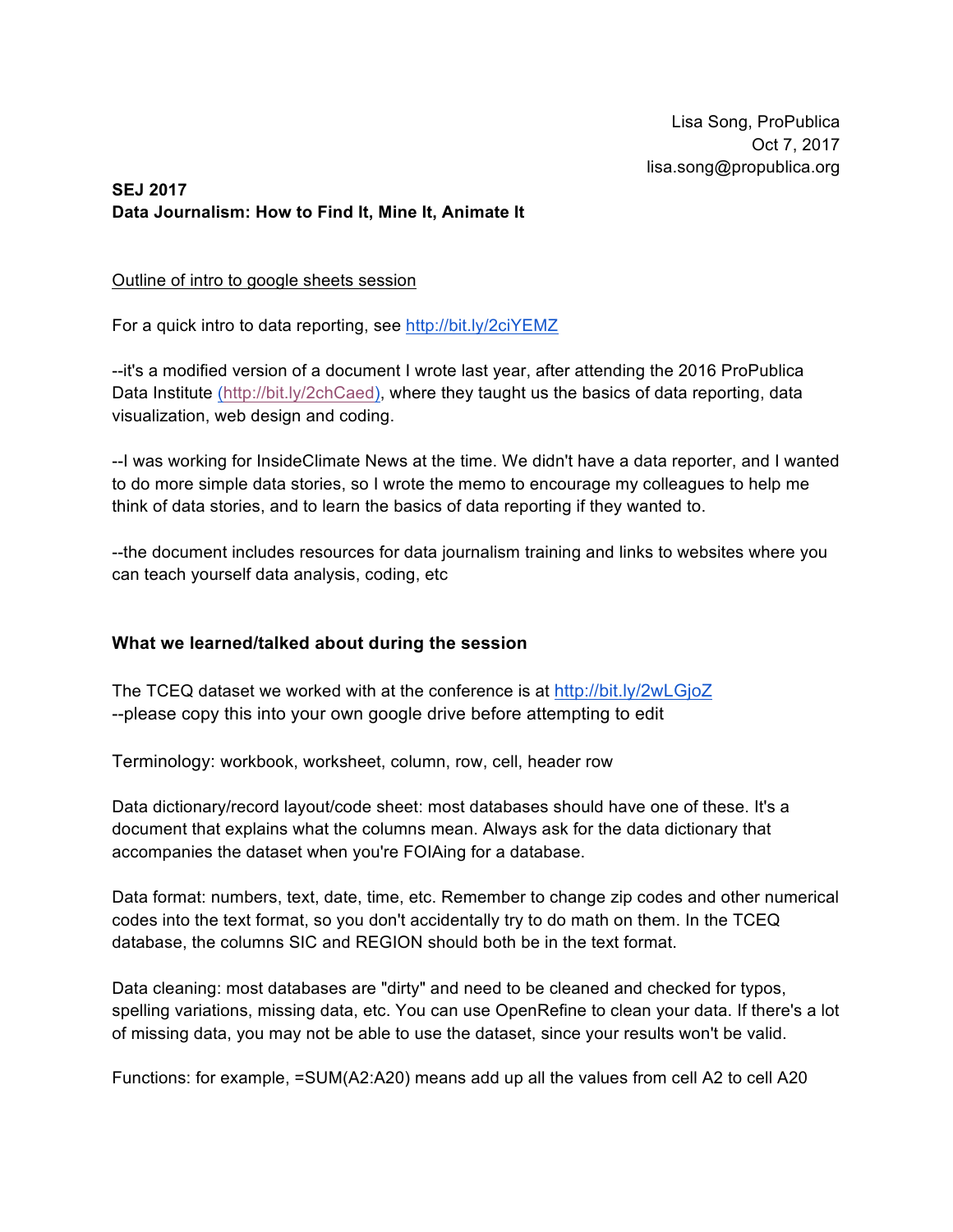Lisa Song, ProPublica
Oct 7, 2017
lisa.song@propublica.org

**SEJ 2017**
**Data Journalism: How to Find It, Mine It, Animate It**

<u>Outline of intro to google sheets session</u>

For a quick intro to data reporting, see http://bit.ly/2ciYEMZ

--it's a modified version of a document I wrote last year, after attending the 2016 ProPublica Data Institute (http://bit.ly/2chCaed), where they taught us the basics of data reporting, data visualization, web design and coding.

--I was working for InsideClimate News at the time. We didn't have a data reporter, and I wanted to do more simple data stories, so I wrote the memo to encourage my colleagues to help me think of data stories, and to learn the basics of data reporting if they wanted to.

--the document includes resources for data journalism training and links to websites where you can teach yourself data analysis, coding, etc

**What we learned/talked about during the session**

The TCEQ dataset we worked with at the conference is at http://bit.ly/2wLGjoZ
--please copy this into your own google drive before attempting to edit

Terminology: workbook, worksheet, column, row, cell, header row

Data dictionary/record layout/code sheet: most databases should have one of these. It's a document that explains what the columns mean. Always ask for the data dictionary that accompanies the dataset when you're FOIAing for a database.

Data format: numbers, text, date, time, etc. Remember to change zip codes and other numerical codes into the text format, so you don't accidentally try to do math on them. In the TCEQ database, the columns SIC and REGION should both be in the text format.

Data cleaning: most databases are "dirty" and need to be cleaned and checked for typos, spelling variations, missing data, etc. You can use OpenRefine to clean your data. If there's a lot of missing data, you may not be able to use the dataset, since your results won't be valid.

Functions: for example, =SUM(A2:A20) means add up all the values from cell A2 to cell A20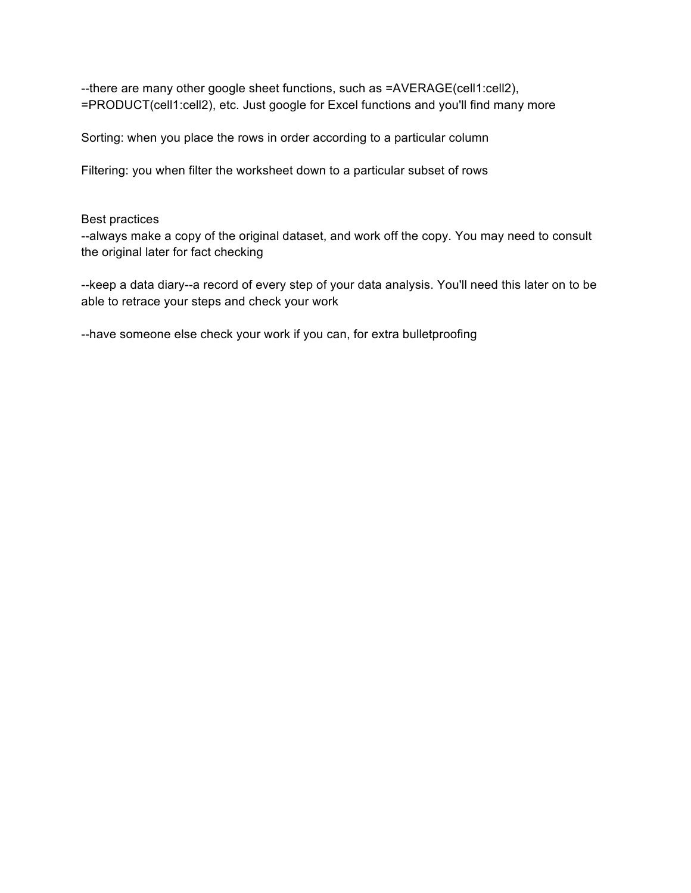--there are many other google sheet functions, such as =AVERAGE(cell1:cell2), =PRODUCT(cell1:cell2), etc. Just google for Excel functions and you'll find many more

Sorting: when you place the rows in order according to a particular column

Filtering: you when filter the worksheet down to a particular subset of rows

Best practices

--always make a copy of the original dataset, and work off the copy. You may need to consult the original later for fact checking

--keep a data diary--a record of every step of your data analysis. You'll need this later on to be able to retrace your steps and check your work

--have someone else check your work if you can, for extra bulletproofing